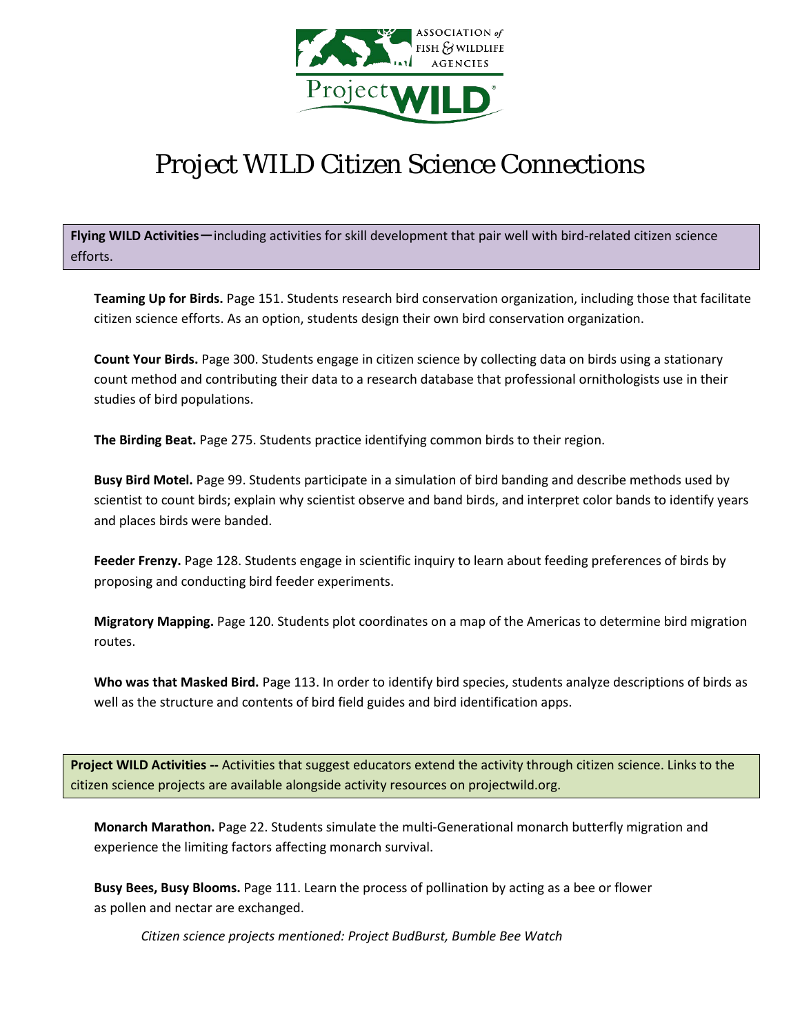# Project WILD Citizen Science Connections

**Flying WILD Activities**—including activities for skill development that pair well with bird-related citizen science efforts.

**Teaming Up for Birds.** Page 151. Students research bird conservation organization, including those that facilitate citizen science efforts. As an option, students design their own bird conservation organization.

**Count Your Birds.** Page 300. Students engage in citizen science by collecting data on birds using a stationary count method and contributing their data to a research database that professional ornithologists use in their studies of bird populations.

**The Birding Beat.** Page 275. Students practice identifying common birds to their region.

**Busy Bird Motel.** Page 99. Students participate in a simulation of bird banding and describe methods used by scientist to count birds; explain why scientist observe and band birds, and interpret color bands to identify years and places birds were banded.

**Feeder Frenzy.** Page 128. Students engage in scientific inquiry to learn about feeding preferences of birds by proposing and conducting bird feeder experiments.

**Migratory Mapping.** Page 120. Students plot coordinates on a map of the Americas to determine bird migration routes.

**Who was that Masked Bird.** Page 113. In order to identify bird species, students analyze descriptions of birds as well as the structure and contents of bird field guides and bird identification apps.

**Project WILD Activities --** Activities that suggest educators extend the activity through citizen science. Links to the citizen science projects are available alongside activity resources on projectwild.org.

**Monarch Marathon.** Page 22. Students simulate the multi-Generational monarch butterfly migration and experience the limiting factors affecting monarch survival.

**Busy Bees, Busy Blooms.** Page 111. Learn the process of pollination by acting as a bee or flower as pollen and nectar are exchanged.

*Citizen science projects mentioned: Project BudBurst, Bumble Bee Watch*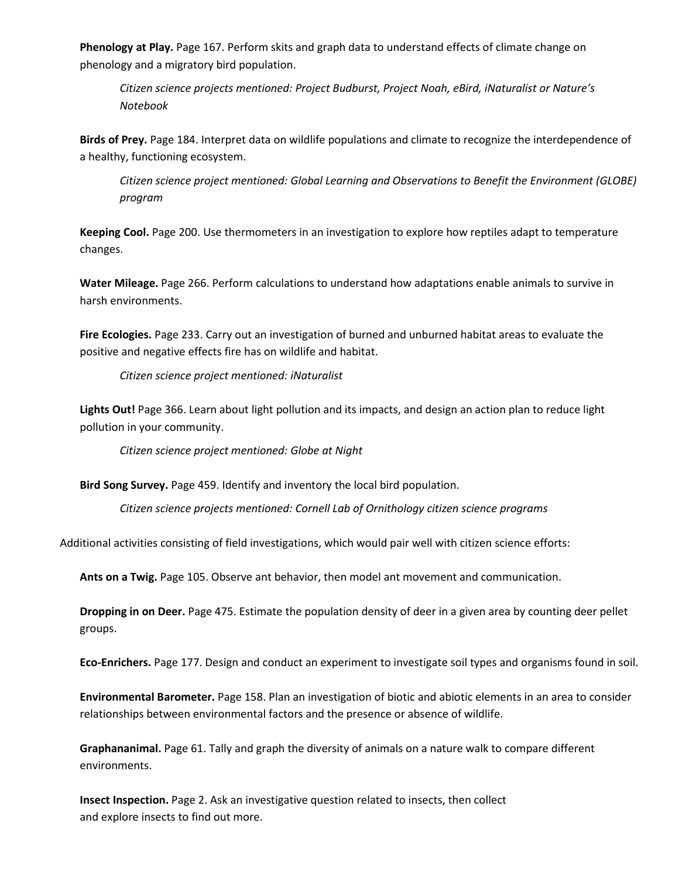**Phenology at Play.** Page 167. Perform skits and graph data to understand effects of climate change on phenology and a migratory bird population.

*Citizen science projects mentioned: Project Budburst, Project Noah, eBird, iNaturalist or Nature's Notebook*

**Birds of Prey.** Page 184. Interpret data on wildlife populations and climate to recognize the interdependence of a healthy, functioning ecosystem.

*Citizen science project mentioned: Global Learning and Observations to Benefit the Environment (GLOBE) program*

**Keeping Cool.** Page 200. Use thermometers in an investigation to explore how reptiles adapt to temperature changes.

**Water Mileage.** Page 266. Perform calculations to understand how adaptations enable animals to survive in harsh environments.

**Fire Ecologies.** Page 233. Carry out an investigation of burned and unburned habitat areas to evaluate the positive and negative effects fire has on wildlife and habitat.

*Citizen science project mentioned: iNaturalist*

**Lights Out!** Page 366. Learn about light pollution and its impacts, and design an action plan to reduce light pollution in your community.

*Citizen science project mentioned: Globe at Night*

**Bird Song Survey.** Page 459. Identify and inventory the local bird population.

*Citizen science projects mentioned: Cornell Lab of Ornithology citizen science programs*

Additional activities consisting of field investigations, which would pair well with citizen science efforts:

**Ants on a Twig.** Page 105. Observe ant behavior, then model ant movement and communication.

**Dropping in on Deer.** Page 475. Estimate the population density of deer in a given area by counting deer pellet groups.

**Eco-Enrichers.** Page 177. Design and conduct an experiment to investigate soil types and organisms found in soil.

**Environmental Barometer.** Page 158. Plan an investigation of biotic and abiotic elements in an area to consider relationships between environmental factors and the presence or absence of wildlife.

**Graphananimal.** Page 61. Tally and graph the diversity of animals on a nature walk to compare different environments.

**Insect Inspection.** Page 2. Ask an investigative question related to insects, then collect and explore insects to find out more.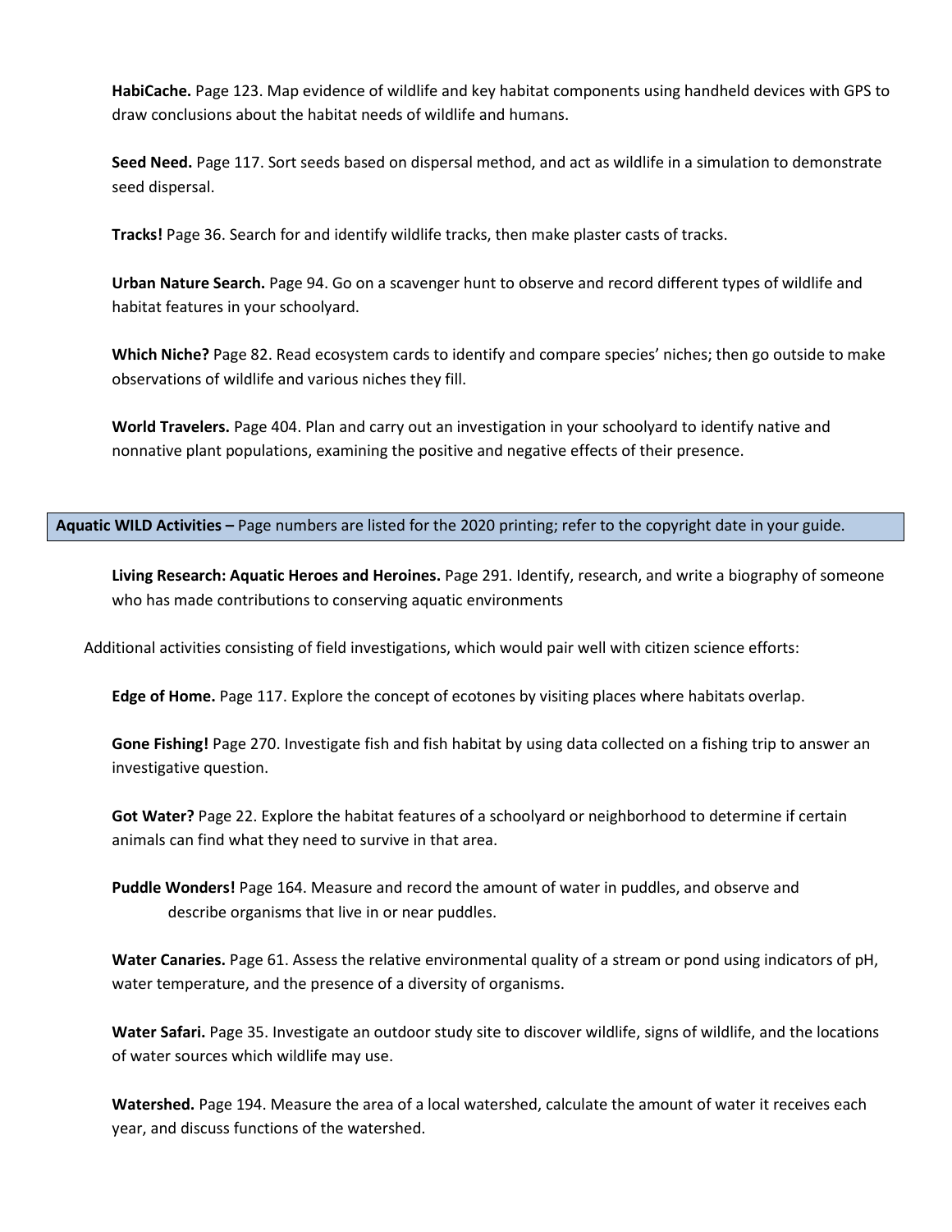**HabiCache.** Page 123. Map evidence of wildlife and key habitat components using handheld devices with GPS to draw conclusions about the habitat needs of wildlife and humans.

**Seed Need.** Page 117. Sort seeds based on dispersal method, and act as wildlife in a simulation to demonstrate seed dispersal.

**Tracks!** Page 36. Search for and identify wildlife tracks, then make plaster casts of tracks.

**Urban Nature Search.** Page 94. Go on a scavenger hunt to observe and record different types of wildlife and habitat features in your schoolyard.

**Which Niche?** Page 82. Read ecosystem cards to identify and compare species' niches; then go outside to make observations of wildlife and various niches they fill.

**World Travelers.** Page 404. Plan and carry out an investigation in your schoolyard to identify native and nonnative plant populations, examining the positive and negative effects of their presence.

**Aquatic WILD Activities –** Page numbers are listed for the 2020 printing; refer to the copyright date in your guide.

**Living Research: Aquatic Heroes and Heroines.** Page 291. Identify, research, and write a biography of someone who has made contributions to conserving aquatic environments

Additional activities consisting of field investigations, which would pair well with citizen science efforts:

**Edge of Home.** Page 117. Explore the concept of ecotones by visiting places where habitats overlap.

**Gone Fishing!** Page 270. Investigate fish and fish habitat by using data collected on a fishing trip to answer an investigative question.

**Got Water?** Page 22. Explore the habitat features of a schoolyard or neighborhood to determine if certain animals can find what they need to survive in that area.

**Puddle Wonders!** Page 164. Measure and record the amount of water in puddles, and observe and describe organisms that live in or near puddles.

**Water Canaries.** Page 61. Assess the relative environmental quality of a stream or pond using indicators of pH, water temperature, and the presence of a diversity of organisms.

**Water Safari.** Page 35. Investigate an outdoor study site to discover wildlife, signs of wildlife, and the locations of water sources which wildlife may use.

**Watershed.** Page 194. Measure the area of a local watershed, calculate the amount of water it receives each year, and discuss functions of the watershed.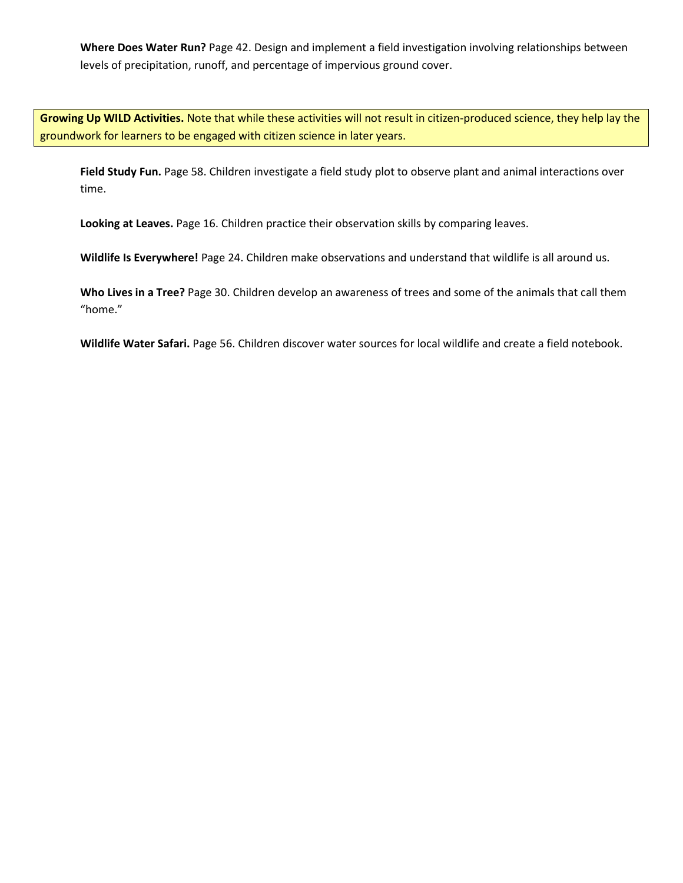**Where Does Water Run?** Page 42. Design and implement a field investigation involving relationships between levels of precipitation, runoff, and percentage of impervious ground cover.

**Growing Up WILD Activities.** Note that while these activities will not result in citizen-produced science, they help lay the groundwork for learners to be engaged with citizen science in later years.

**Field Study Fun.** Page 58. Children investigate a field study plot to observe plant and animal interactions over time.

**Looking at Leaves.** Page 16. Children practice their observation skills by comparing leaves.

**Wildlife Is Everywhere!** Page 24. Children make observations and understand that wildlife is all around us.

**Who Lives in a Tree?** Page 30. Children develop an awareness of trees and some of the animals that call them "home."

**Wildlife Water Safari.** Page 56. Children discover water sources for local wildlife and create a field notebook.